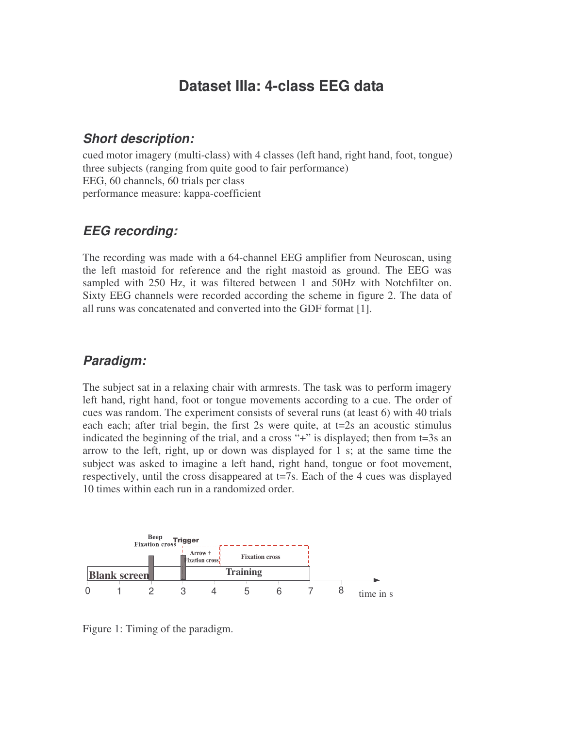# Dataset IIIa: 4-class EEG data

## *Short description:*

cued motor imagery (multi-class) with 4 classes (left hand, right hand, foot, tongue)
three subjects (ranging from quite good to fair performance)
EEG, 60 channels, 60 trials per class
performance measure: kappa-coefficient

## *EEG recording:*

The recording was made with a 64-channel EEG amplifier from Neuroscan, using the left mastoid for reference and the right mastoid as ground. The EEG was sampled with 250 Hz, it was filtered between 1 and 50Hz with Notchfilter on. Sixty EEG channels were recorded according the scheme in figure 2. The data of all runs was concatenated and converted into the GDF format [1].

## *Paradigm:*

The subject sat in a relaxing chair with armrests. The task was to perform imagery left hand, right hand, foot or tongue movements according to a cue. The order of cues was random. The experiment consists of several runs (at least 6) with 40 trials each each; after trial begin, the first 2s were quite, at t=2s an acoustic stimulus indicated the beginning of the trial, and a cross "+" is displayed; then from t=3s an arrow to the left, right, up or down was displayed for 1 s; at the same time the subject was asked to imagine a left hand, right hand, tongue or foot movement, respectively, until the cross disappeared at t=7s. Each of the 4 cues was displayed 10 times within each run in a randomized order.

Figure 1: Timing of the paradigm.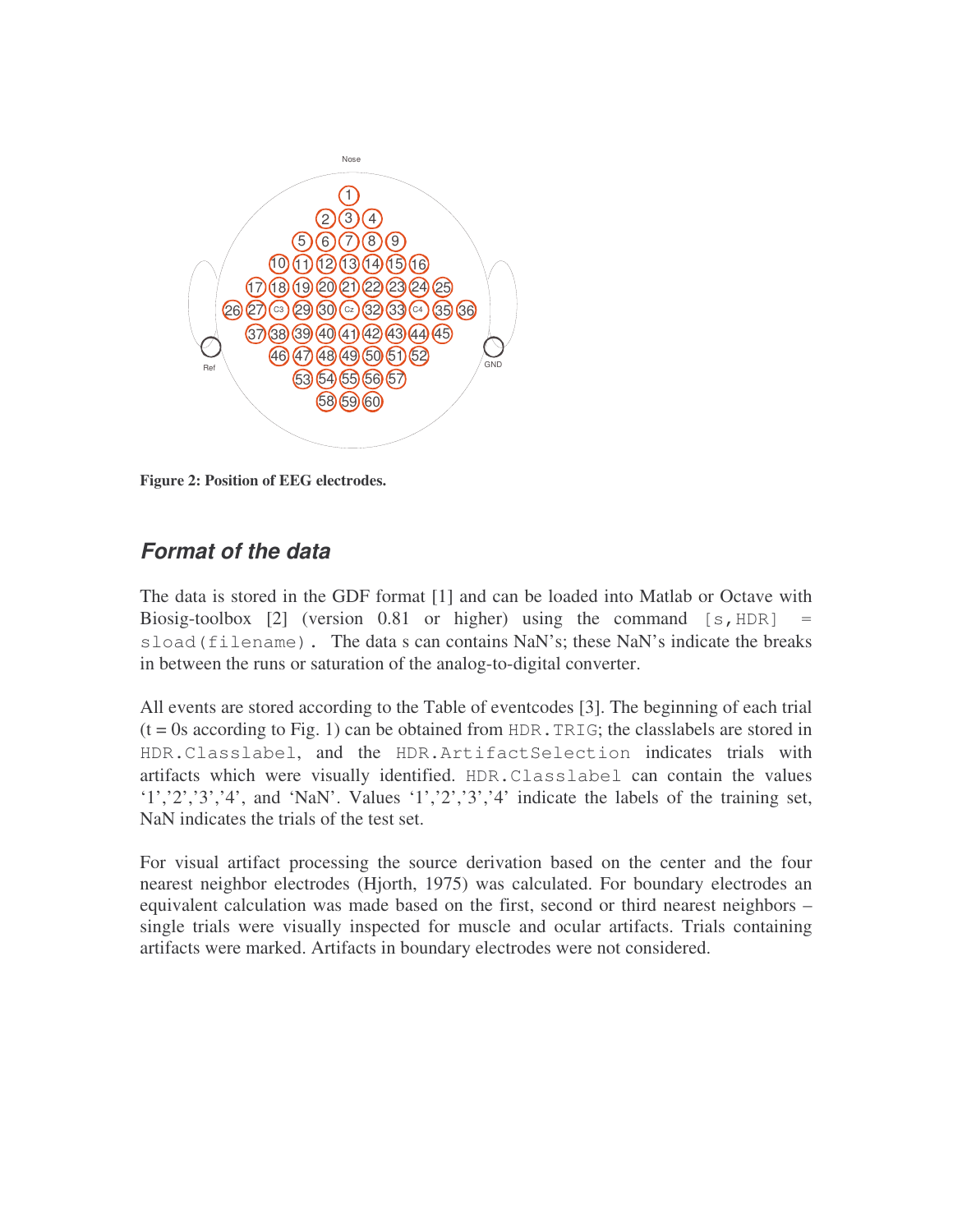**Figure 2: Position of EEG electrodes.**

## *Format of the data*

The data is stored in the GDF format [1] and can be loaded into Matlab or Octave with Biosig-toolbox [2] (version 0.81 or higher) using the command `[s,HDR] = sload(filename)`. The data s can contains NaN's; these NaN's indicate the breaks in between the runs or saturation of the analog-to-digital converter.

All events are stored according to the Table of eventcodes [3]. The beginning of each trial (t = 0s according to Fig. 1) can be obtained from `HDR.TRIG`; the classlabels are stored in `HDR.Classlabel`, and the `HDR.ArtifactSelection` indicates trials with artifacts which were visually identified. `HDR.Classlabel` can contain the values '1','2','3','4', and 'NaN'. Values '1','2','3','4' indicate the labels of the training set, NaN indicates the trials of the test set.

For visual artifact processing the source derivation based on the center and the four nearest neighbor electrodes (Hjorth, 1975) was calculated. For boundary electrodes an equivalent calculation was made based on the first, second or third nearest neighbors – single trials were visually inspected for muscle and ocular artifacts. Trials containing artifacts were marked. Artifacts in boundary electrodes were not considered.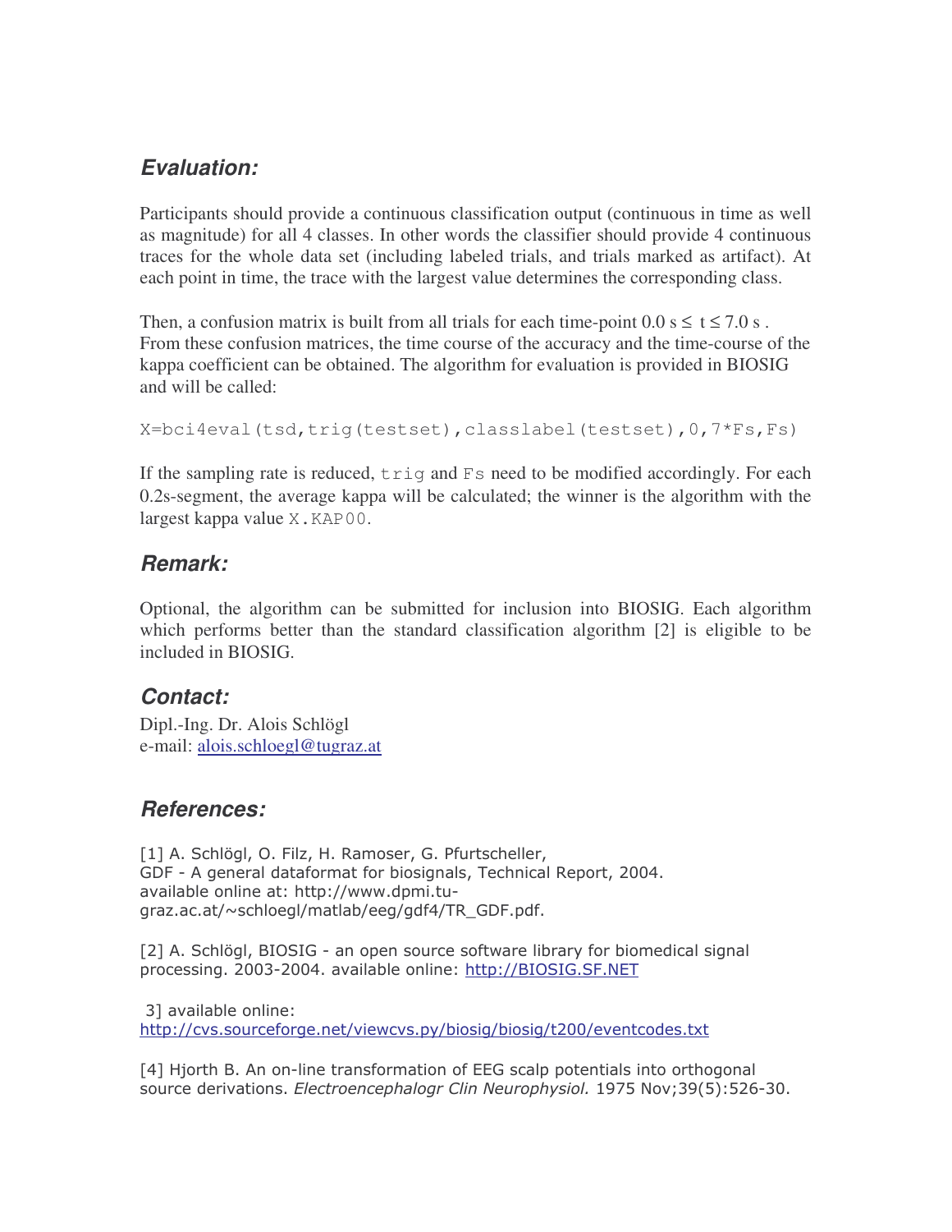## Evaluation:

Participants should provide a continuous classification output (continuous in time as well as magnitude) for all 4 classes. In other words the classifier should provide 4 continuous traces for the whole data set (including labeled trials, and trials marked as artifact). At each point in time, the trace with the largest value determines the corresponding class.

Then, a confusion matrix is built from all trials for each time-point $0.0\text{ s} \leq t \leq 7.0\text{ s}$ . From these confusion matrices, the time course of the accuracy and the time-course of the kappa coefficient can be obtained. The algorithm for evaluation is provided in BIOSIG and will be called:

```
X=bci4eval(tsd,trig(testset),classlabel(testset),0,7*Fs,Fs)
```

If the sampling rate is reduced, `trig` and `Fs` need to be modified accordingly. For each 0.2s-segment, the average kappa will be calculated; the winner is the algorithm with the largest kappa value `X.KAP00`.

## Remark:

Optional, the algorithm can be submitted for inclusion into BIOSIG. Each algorithm which performs better than the standard classification algorithm [2] is eligible to be included in BIOSIG.

## Contact:

Dipl.-Ing. Dr. Alois Schlögl
e-mail: alois.schloegl@tugraz.at

## References:

[1] A. Schlögl, O. Filz, H. Ramoser, G. Pfurtscheller,
GDF - A general dataformat for biosignals, Technical Report, 2004.
available online at: http://www.dpmi.tu-graz.ac.at/~schloegl/matlab/eeg/gdf4/TR_GDF.pdf.

[2] A. Schlögl, BIOSIG - an open source software library for biomedical signal processing. 2003-2004. available online: http://BIOSIG.SF.NET

3] available online:
http://cvs.sourceforge.net/viewcvs.py/biosig/biosig/t200/eventcodes.txt

[4] Hjorth B. An on-line transformation of EEG scalp potentials into orthogonal source derivations. *Electroencephalogr Clin Neurophysiol.* 1975 Nov;39(5):526-30.